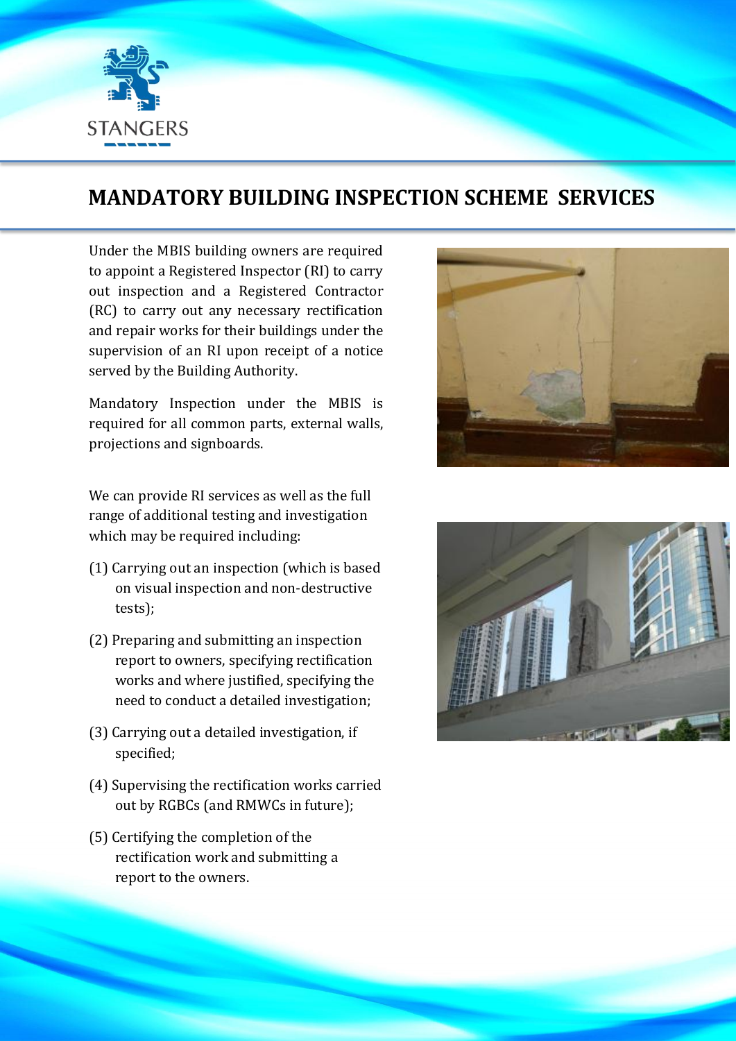STANGERS

# MANDATORY BUILDING INSPECTION SCHEME SERVICES

Under the MBIS building owners are required to appoint a Registered Inspector (RI) to carry out inspection and a Registered Contractor (RC) to carry out any necessary rectification and repair works for their buildings under the supervision of an RI upon receipt of a notice served by the Building Authority.

Mandatory Inspection under the MBIS is required for all common parts, external walls, projections and signboards.

We can provide RI services as well as the full range of additional testing and investigation which may be required including:

(1) Carrying out an inspection (which is based on visual inspection and non-destructive tests);

(2) Preparing and submitting an inspection report to owners, specifying rectification works and where justified, specifying the need to conduct a detailed investigation;

(3) Carrying out a detailed investigation, if specified;

(4) Supervising the rectification works carried out by RGBCs (and RMWCs in future);

(5) Certifying the completion of the rectification work and submitting a report to the owners.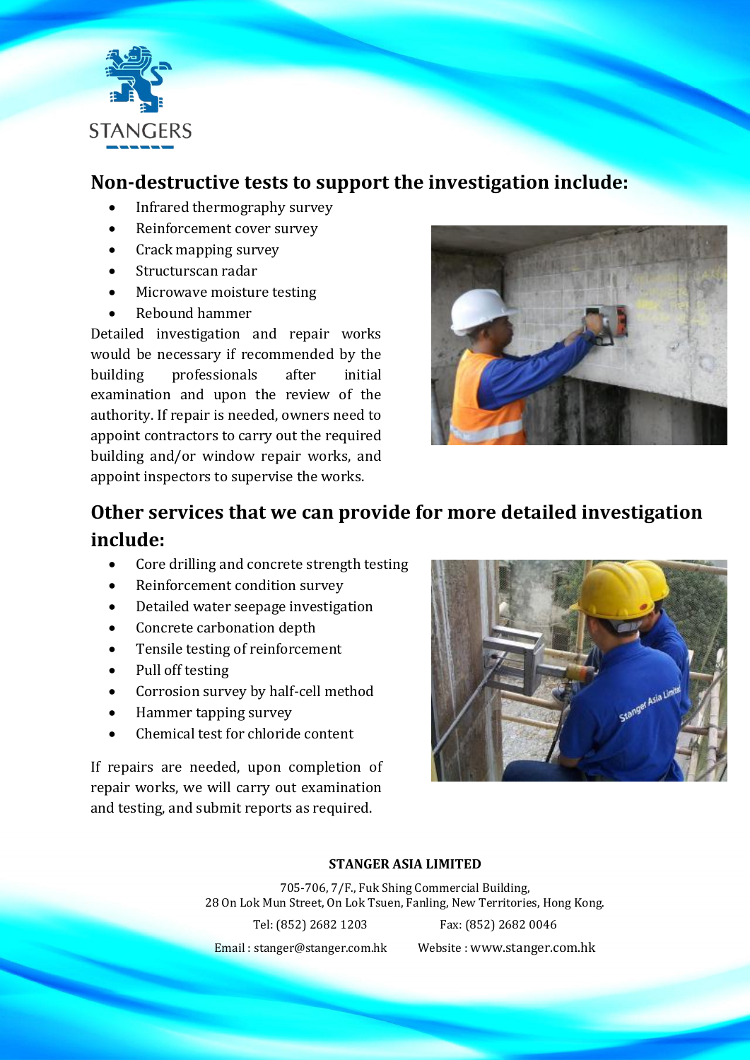STANGERS

## Non-destructive tests to support the investigation include:

- Infrared thermography survey
- Reinforcement cover survey
- Crack mapping survey
- Structurscan radar
- Microwave moisture testing
- Rebound hammer

Detailed investigation and repair works would be necessary if recommended by the building professionals after initial examination and upon the review of the authority. If repair is needed, owners need to appoint contractors to carry out the required building and/or window repair works, and appoint inspectors to supervise the works.

## Other services that we can provide for more detailed investigation include:

- Core drilling and concrete strength testing
- Reinforcement condition survey
- Detailed water seepage investigation
- Concrete carbonation depth
- Tensile testing of reinforcement
- Pull off testing
- Corrosion survey by half-cell method
- Hammer tapping survey
- Chemical test for chloride content

If repairs are needed, upon completion of repair works, we will carry out examination and testing, and submit reports as required.

**STANGER ASIA LIMITED**

705-706, 7/F., Fuk Shing Commercial Building,
28 On Lok Mun Street, On Lok Tsuen, Fanling, New Territories, Hong Kong.

Tel: (852) 2682 1203 Fax: (852) 2682 0046

Email : stanger@stanger.com.hk Website : www.stanger.com.hk